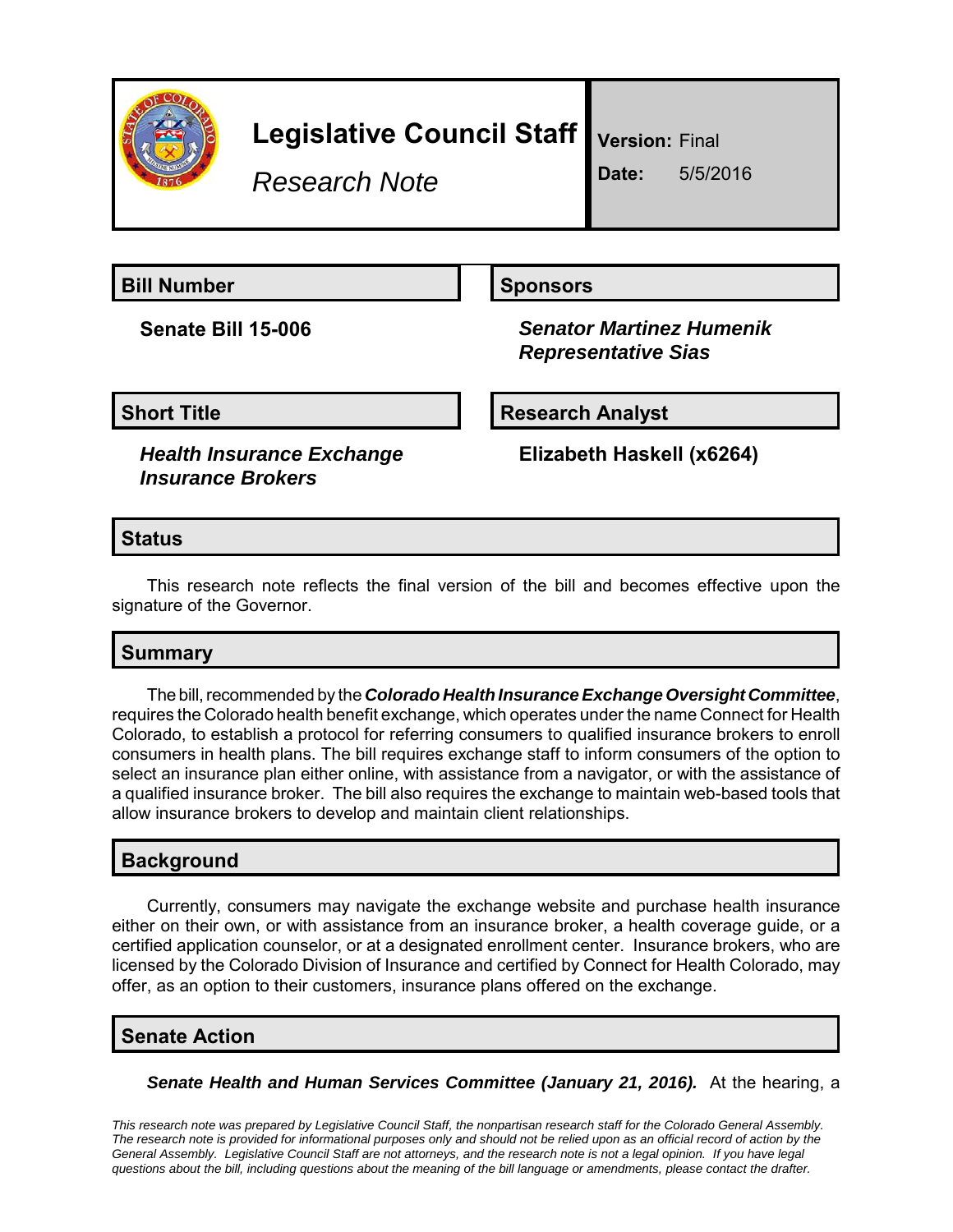# Legislative Council Staff

*Research Note*

**Version:** Final

**Date:** 5/5/2016

## Bill Number

**Senate Bill 15-006**

## Sponsors

***Senator Martinez Humenik***
***Representative Sias***

## Short Title

***Health Insurance Exchange Insurance Brokers***

## Research Analyst

**Elizabeth Haskell (x6264)**

## Status

This research note reflects the final version of the bill and becomes effective upon the signature of the Governor.

## Summary

The bill, recommended by the ***Colorado Health Insurance Exchange Oversight Committee***, requires the Colorado health benefit exchange, which operates under the name Connect for Health Colorado, to establish a protocol for referring consumers to qualified insurance brokers to enroll consumers in health plans. The bill requires exchange staff to inform consumers of the option to select an insurance plan either online, with assistance from a navigator, or with the assistance of a qualified insurance broker. The bill also requires the exchange to maintain web-based tools that allow insurance brokers to develop and maintain client relationships.

## Background

Currently, consumers may navigate the exchange website and purchase health insurance either on their own, or with assistance from an insurance broker, a health coverage guide, or a certified application counselor, or at a designated enrollment center. Insurance brokers, who are licensed by the Colorado Division of Insurance and certified by Connect for Health Colorado, may offer, as an option to their customers, insurance plans offered on the exchange.

## Senate Action

***Senate Health and Human Services Committee (January 21, 2016).*** At the hearing, a

*This research note was prepared by Legislative Council Staff, the nonpartisan research staff for the Colorado General Assembly. The research note is provided for informational purposes only and should not be relied upon as an official record of action by the General Assembly. Legislative Council Staff are not attorneys, and the research note is not a legal opinion. If you have legal questions about the bill, including questions about the meaning of the bill language or amendments, please contact the drafter.*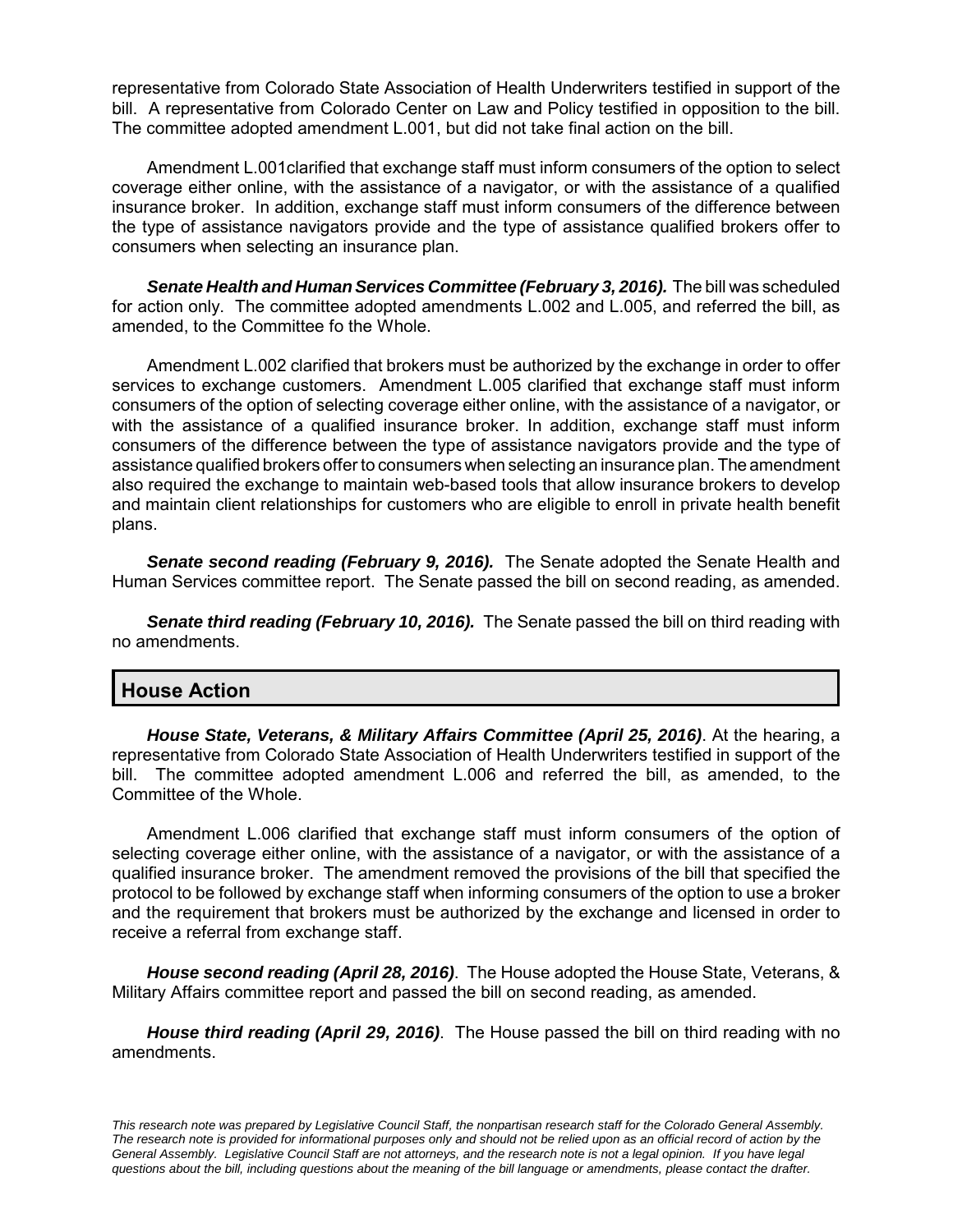representative from Colorado State Association of Health Underwriters testified in support of the bill. A representative from Colorado Center on Law and Policy testified in opposition to the bill. The committee adopted amendment L.001, but did not take final action on the bill.

Amendment L.001clarified that exchange staff must inform consumers of the option to select coverage either online, with the assistance of a navigator, or with the assistance of a qualified insurance broker. In addition, exchange staff must inform consumers of the difference between the type of assistance navigators provide and the type of assistance qualified brokers offer to consumers when selecting an insurance plan.

***Senate Health and Human Services Committee (February 3, 2016).*** The bill was scheduled for action only. The committee adopted amendments L.002 and L.005, and referred the bill, as amended, to the Committee fo the Whole.

Amendment L.002 clarified that brokers must be authorized by the exchange in order to offer services to exchange customers. Amendment L.005 clarified that exchange staff must inform consumers of the option of selecting coverage either online, with the assistance of a navigator, or with the assistance of a qualified insurance broker. In addition, exchange staff must inform consumers of the difference between the type of assistance navigators provide and the type of assistance qualified brokers offer to consumers when selecting an insurance plan. The amendment also required the exchange to maintain web-based tools that allow insurance brokers to develop and maintain client relationships for customers who are eligible to enroll in private health benefit plans.

***Senate second reading (February 9, 2016).*** The Senate adopted the Senate Health and Human Services committee report. The Senate passed the bill on second reading, as amended.

***Senate third reading (February 10, 2016).*** The Senate passed the bill on third reading with no amendments.

## House Action

***House State, Veterans, & Military Affairs Committee (April 25, 2016)***. At the hearing, a representative from Colorado State Association of Health Underwriters testified in support of the bill. The committee adopted amendment L.006 and referred the bill, as amended, to the Committee of the Whole.

Amendment L.006 clarified that exchange staff must inform consumers of the option of selecting coverage either online, with the assistance of a navigator, or with the assistance of a qualified insurance broker. The amendment removed the provisions of the bill that specified the protocol to be followed by exchange staff when informing consumers of the option to use a broker and the requirement that brokers must be authorized by the exchange and licensed in order to receive a referral from exchange staff.

***House second reading (April 28, 2016)***. The House adopted the House State, Veterans, & Military Affairs committee report and passed the bill on second reading, as amended.

***House third reading (April 29, 2016)***. The House passed the bill on third reading with no amendments.

*This research note was prepared by Legislative Council Staff, the nonpartisan research staff for the Colorado General Assembly. The research note is provided for informational purposes only and should not be relied upon as an official record of action by the General Assembly. Legislative Council Staff are not attorneys, and the research note is not a legal opinion. If you have legal questions about the bill, including questions about the meaning of the bill language or amendments, please contact the drafter.*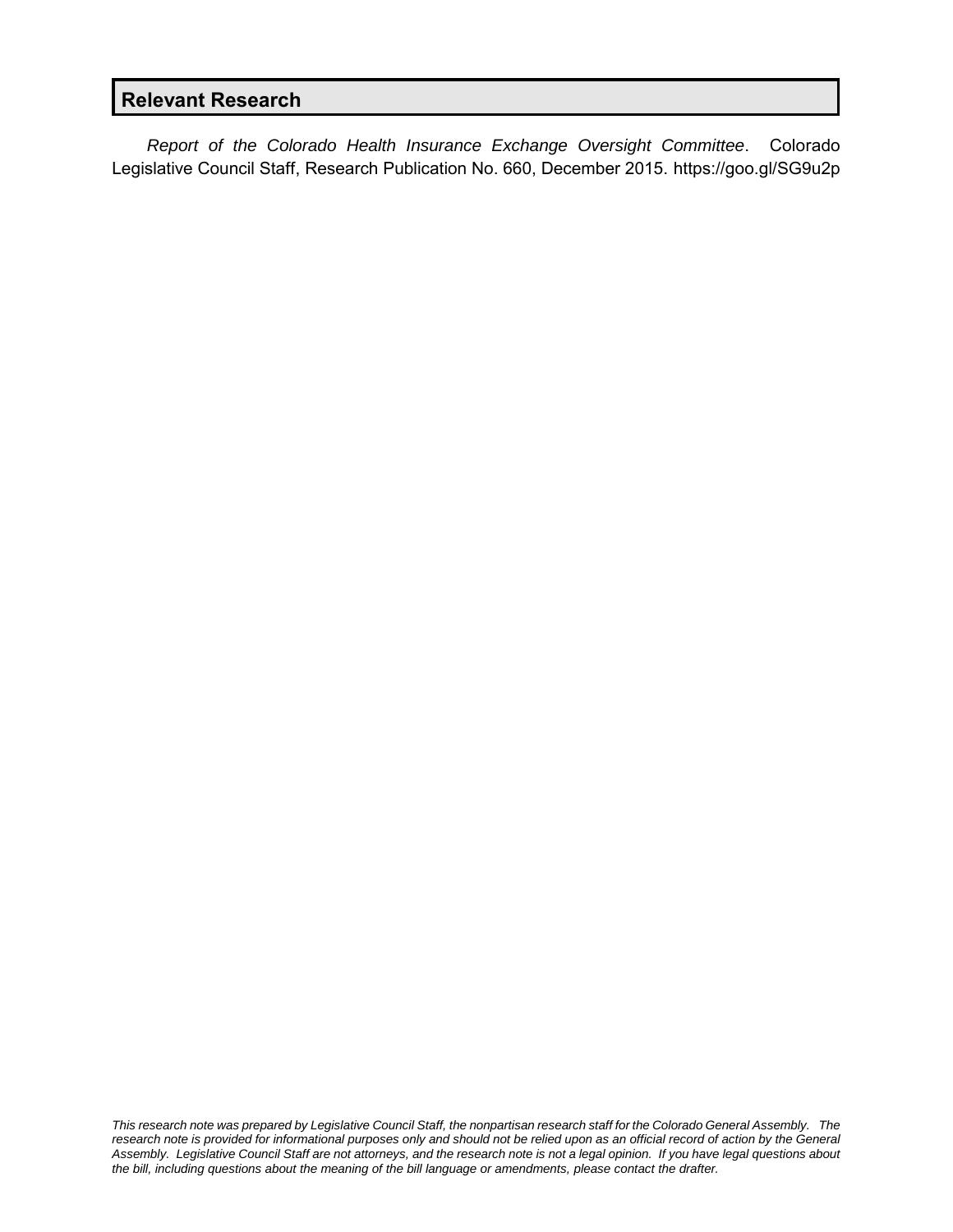## Relevant Research

*Report of the Colorado Health Insurance Exchange Oversight Committee*. Colorado Legislative Council Staff, Research Publication No. 660, December 2015. https://goo.gl/SG9u2p

*This research note was prepared by Legislative Council Staff, the nonpartisan research staff for the Colorado General Assembly. The research note is provided for informational purposes only and should not be relied upon as an official record of action by the General Assembly. Legislative Council Staff are not attorneys, and the research note is not a legal opinion. If you have legal questions about the bill, including questions about the meaning of the bill language or amendments, please contact the drafter.*